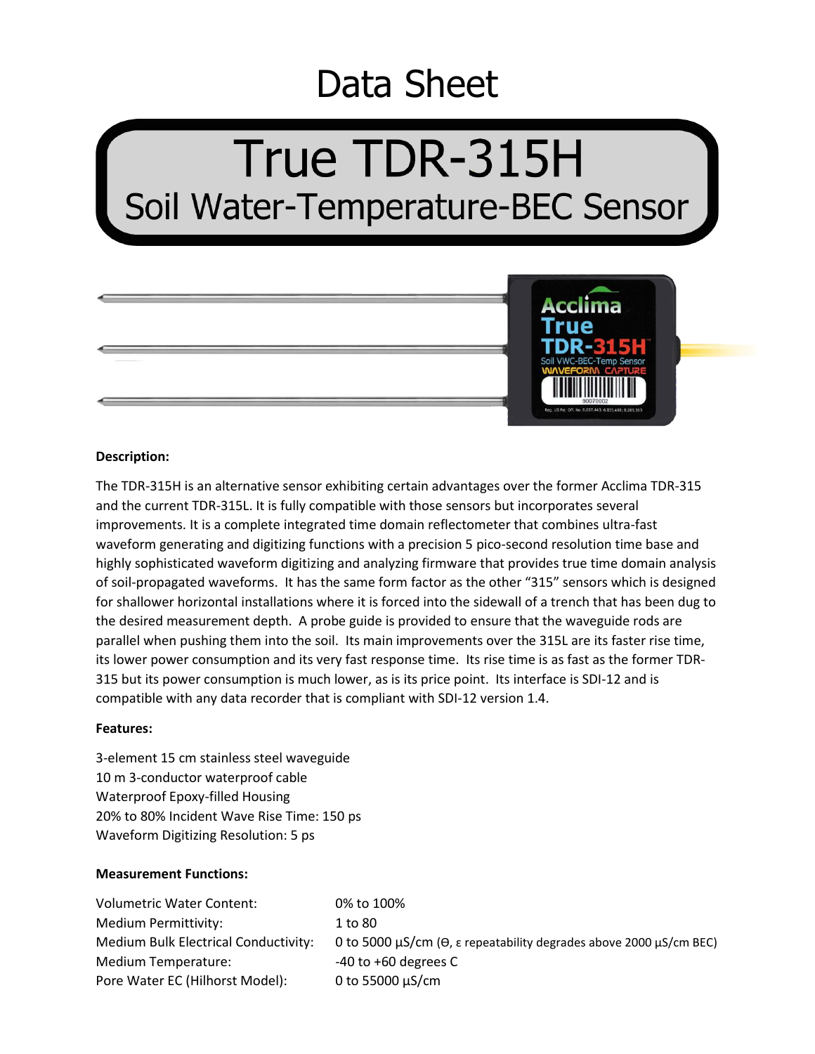# Data Sheet

# True TDR-315H

## Soil Water-Temperature-BEC Sensor

**Description:**

The TDR-315H is an alternative sensor exhibiting certain advantages over the former Acclima TDR-315 and the current TDR-315L. It is fully compatible with those sensors but incorporates several improvements. It is a complete integrated time domain reflectometer that combines ultra-fast waveform generating and digitizing functions with a precision 5 pico-second resolution time base and highly sophisticated waveform digitizing and analyzing firmware that provides true time domain analysis of soil-propagated waveforms. It has the same form factor as the other "315" sensors which is designed for shallower horizontal installations where it is forced into the sidewall of a trench that has been dug to the desired measurement depth. A probe guide is provided to ensure that the waveguide rods are parallel when pushing them into the soil. Its main improvements over the 315L are its faster rise time, its lower power consumption and its very fast response time. Its rise time is as fast as the former TDR-315 but its power consumption is much lower, as is its price point. Its interface is SDI-12 and is compatible with any data recorder that is compliant with SDI-12 version 1.4.

**Features:**

3-element 15 cm stainless steel waveguide
10 m 3-conductor waterproof cable
Waterproof Epoxy-filled Housing
20% to 80% Incident Wave Rise Time: 150 ps
Waveform Digitizing Resolution: 5 ps

**Measurement Functions:**

| | |
|---|---|
| Volumetric Water Content: | 0% to 100% |
| Medium Permittivity: | 1 to 80 |
| Medium Bulk Electrical Conductivity: | 0 to 5000 µS/cm (ϴ, ε repeatability degrades above 2000 µS/cm BEC) |
| Medium Temperature: | -40 to +60 degrees C |
| Pore Water EC (Hilhorst Model): | 0 to 55000 µS/cm |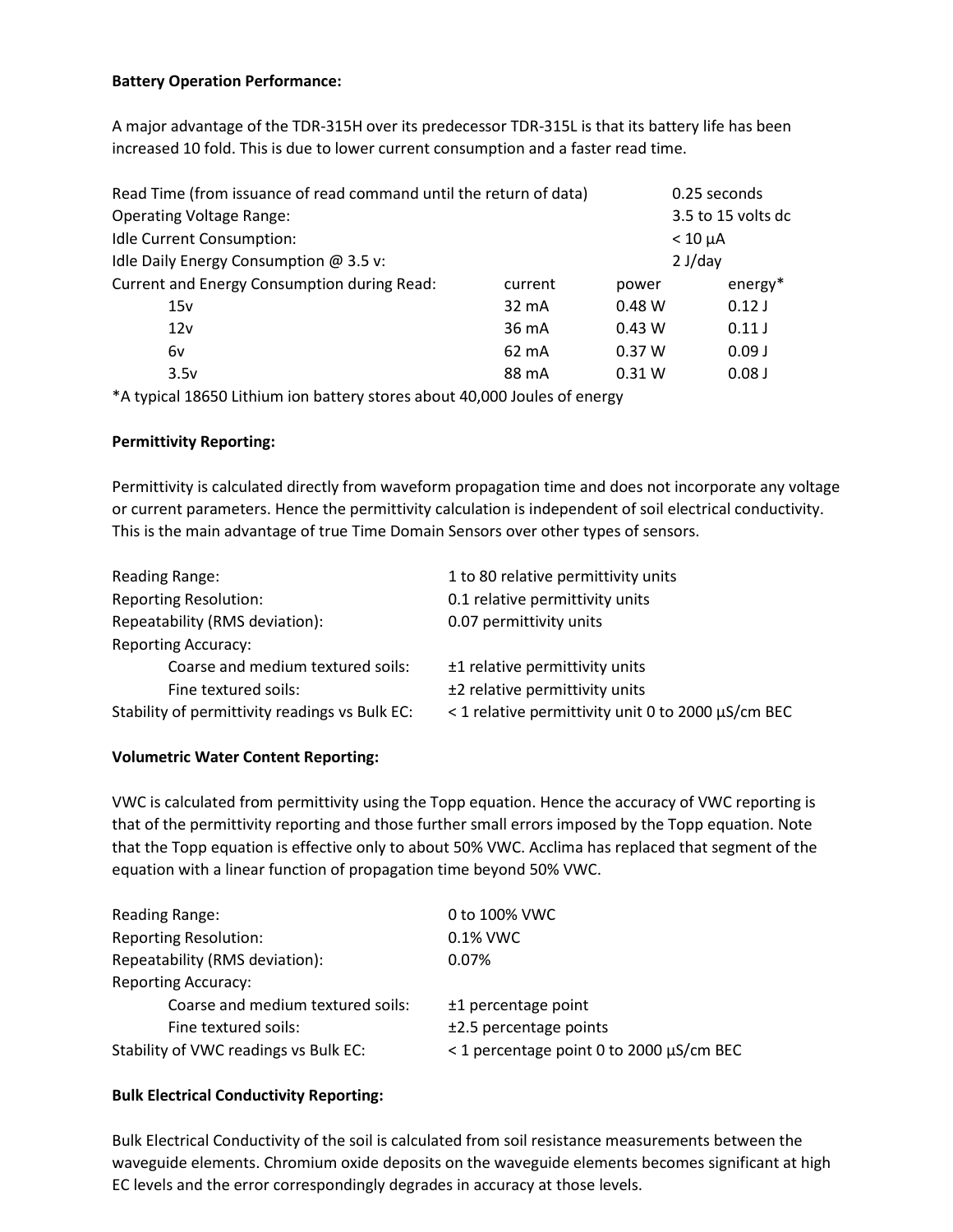**Battery Operation Performance:**

A major advantage of the TDR-315H over its predecessor TDR-315L is that its battery life has been increased 10 fold. This is due to lower current consumption and a faster read time.

| | | | |
|---|---|---|---|
| Read Time (from issuance of read command until the return of data) | | | 0.25 seconds |
| Operating Voltage Range: | | | 3.5 to 15 volts dc |
| Idle Current Consumption: | | | < 10 µA |
| Idle Daily Energy Consumption @ 3.5 v: | | | 2 J/day |
| Current and Energy Consumption during Read: | current | power | energy* |
| 15v | 32 mA | 0.48 W | 0.12 J |
| 12v | 36 mA | 0.43 W | 0.11 J |
| 6v | 62 mA | 0.37 W | 0.09 J |
| 3.5v | 88 mA | 0.31 W | 0.08 J |

*A typical 18650 Lithium ion battery stores about 40,000 Joules of energy

**Permittivity Reporting:**

Permittivity is calculated directly from waveform propagation time and does not incorporate any voltage or current parameters. Hence the permittivity calculation is independent of soil electrical conductivity. This is the main advantage of true Time Domain Sensors over other types of sensors.

| | |
|---|---|
| Reading Range: | 1 to 80 relative permittivity units |
| Reporting Resolution: | 0.1 relative permittivity units |
| Repeatability (RMS deviation): | 0.07 permittivity units |
| Reporting Accuracy: | |
| Coarse and medium textured soils: | ±1 relative permittivity units |
| Fine textured soils: | ±2 relative permittivity units |
| Stability of permittivity readings vs Bulk EC: | < 1 relative permittivity unit 0 to 2000 µS/cm BEC |

**Volumetric Water Content Reporting:**

VWC is calculated from permittivity using the Topp equation. Hence the accuracy of VWC reporting is that of the permittivity reporting and those further small errors imposed by the Topp equation. Note that the Topp equation is effective only to about 50% VWC. Acclima has replaced that segment of the equation with a linear function of propagation time beyond 50% VWC.

| | |
|---|---|
| Reading Range: | 0 to 100% VWC |
| Reporting Resolution: | 0.1% VWC |
| Repeatability (RMS deviation): | 0.07% |
| Reporting Accuracy: | |
| Coarse and medium textured soils: | ±1 percentage point |
| Fine textured soils: | ±2.5 percentage points |
| Stability of VWC readings vs Bulk EC: | < 1 percentage point 0 to 2000 µS/cm BEC |

**Bulk Electrical Conductivity Reporting:**

Bulk Electrical Conductivity of the soil is calculated from soil resistance measurements between the waveguide elements. Chromium oxide deposits on the waveguide elements becomes significant at high EC levels and the error correspondingly degrades in accuracy at those levels.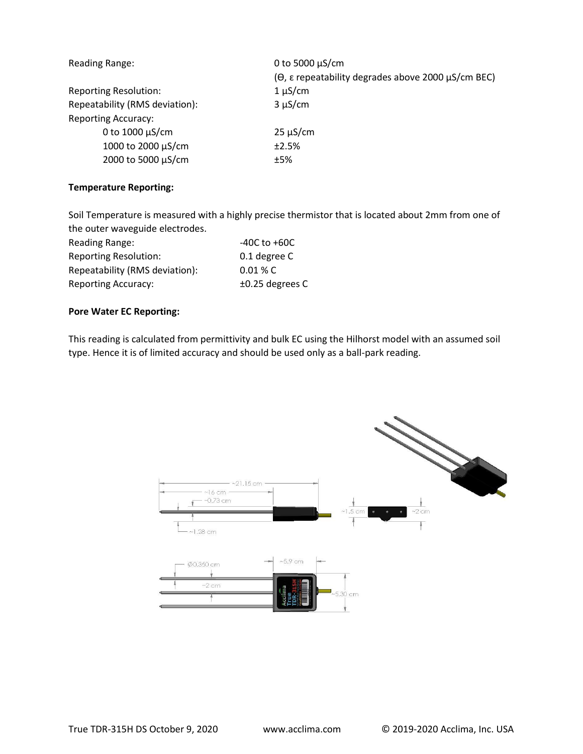| | |
|---|---|
| Reading Range: | 0 to 5000 µS/cm<br>(Θ, ε repeatability degrades above 2000 µS/cm BEC) |
| Reporting Resolution: | 1 µS/cm |
| Repeatability (RMS deviation): | 3 µS/cm |
| Reporting Accuracy: | |
| 0 to 1000 µS/cm | 25 µS/cm |
| 1000 to 2000 µS/cm | ±2.5% |
| 2000 to 5000 µS/cm | ±5% |

**Temperature Reporting:**

Soil Temperature is measured with a highly precise thermistor that is located about 2mm from one of the outer waveguide electrodes.

| | |
|---|---|
| Reading Range: | -40C to +60C |
| Reporting Resolution: | 0.1 degree C |
| Repeatability (RMS deviation): | 0.01 % C |
| Reporting Accuracy: | ±0.25 degrees C |

**Pore Water EC Reporting:**

This reading is calculated from permittivity and bulk EC using the Hilhorst model with an assumed soil type. Hence it is of limited accuracy and should be used only as a ball-park reading.

~21.15 cm
~16 cm
~0.73 cm
~1.28 cm
~1.5 cm
~2 cm
Ø0.350 cm
~5.9 cm
~2 cm
~5.30 cm
Acclima True TDR-315H